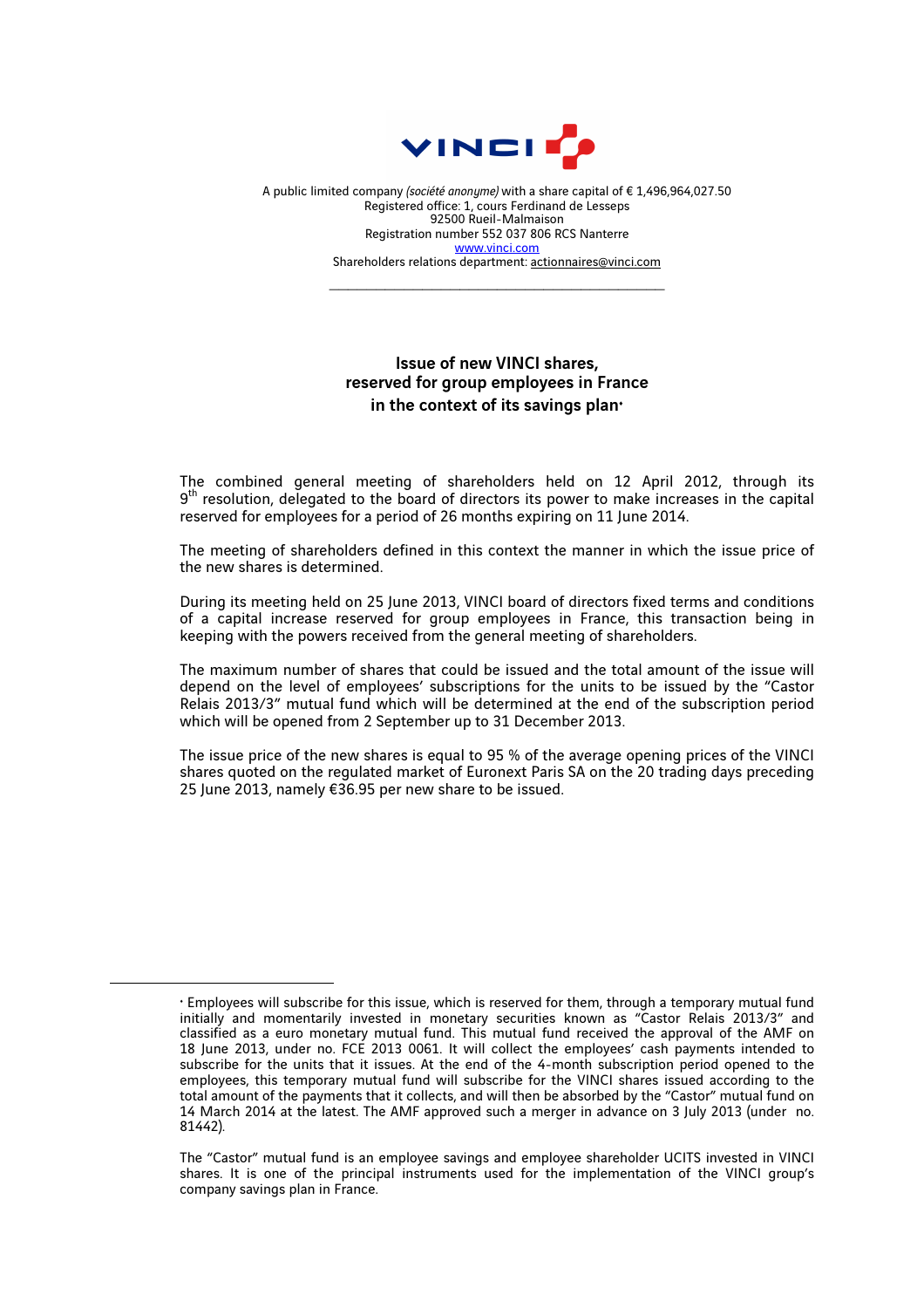A public limited company *(société anonyme)* with a share capital of € 1,496,964,027.50
Registered office: 1, cours Ferdinand de Lesseps
92500 Rueil-Malmaison
Registration number 552 037 806 RCS Nanterre
www.vinci.com
Shareholders relations department: actionnaires@vinci.com

---

## Issue of new VINCI shares, reserved for group employees in France in the context of its savings plan*

The combined general meeting of shareholders held on 12 April 2012, through its 9th resolution, delegated to the board of directors its power to make increases in the capital reserved for employees for a period of 26 months expiring on 11 June 2014.

The meeting of shareholders defined in this context the manner in which the issue price of the new shares is determined.

During its meeting held on 25 June 2013, VINCI board of directors fixed terms and conditions of a capital increase reserved for group employees in France, this transaction being in keeping with the powers received from the general meeting of shareholders.

The maximum number of shares that could be issued and the total amount of the issue will depend on the level of employees' subscriptions for the units to be issued by the "Castor Relais 2013/3" mutual fund which will be determined at the end of the subscription period which will be opened from 2 September up to 31 December 2013.

The issue price of the new shares is equal to 95 % of the average opening prices of the VINCI shares quoted on the regulated market of Euronext Paris SA on the 20 trading days preceding 25 June 2013, namely €36.95 per new share to be issued.

---

* Employees will subscribe for this issue, which is reserved for them, through a temporary mutual fund initially and momentarily invested in monetary securities known as "Castor Relais 2013/3" and classified as a euro monetary mutual fund. This mutual fund received the approval of the AMF on 18 June 2013, under no. FCE 2013 0061. It will collect the employees' cash payments intended to subscribe for the units that it issues. At the end of the 4-month subscription period opened to the employees, this temporary mutual fund will subscribe for the VINCI shares issued according to the total amount of the payments that it collects, and will then be absorbed by the "Castor" mutual fund on 14 March 2014 at the latest. The AMF approved such a merger in advance on 3 July 2013 (under no. 81442).

The "Castor" mutual fund is an employee savings and employee shareholder UCITS invested in VINCI shares. It is one of the principal instruments used for the implementation of the VINCI group's company savings plan in France.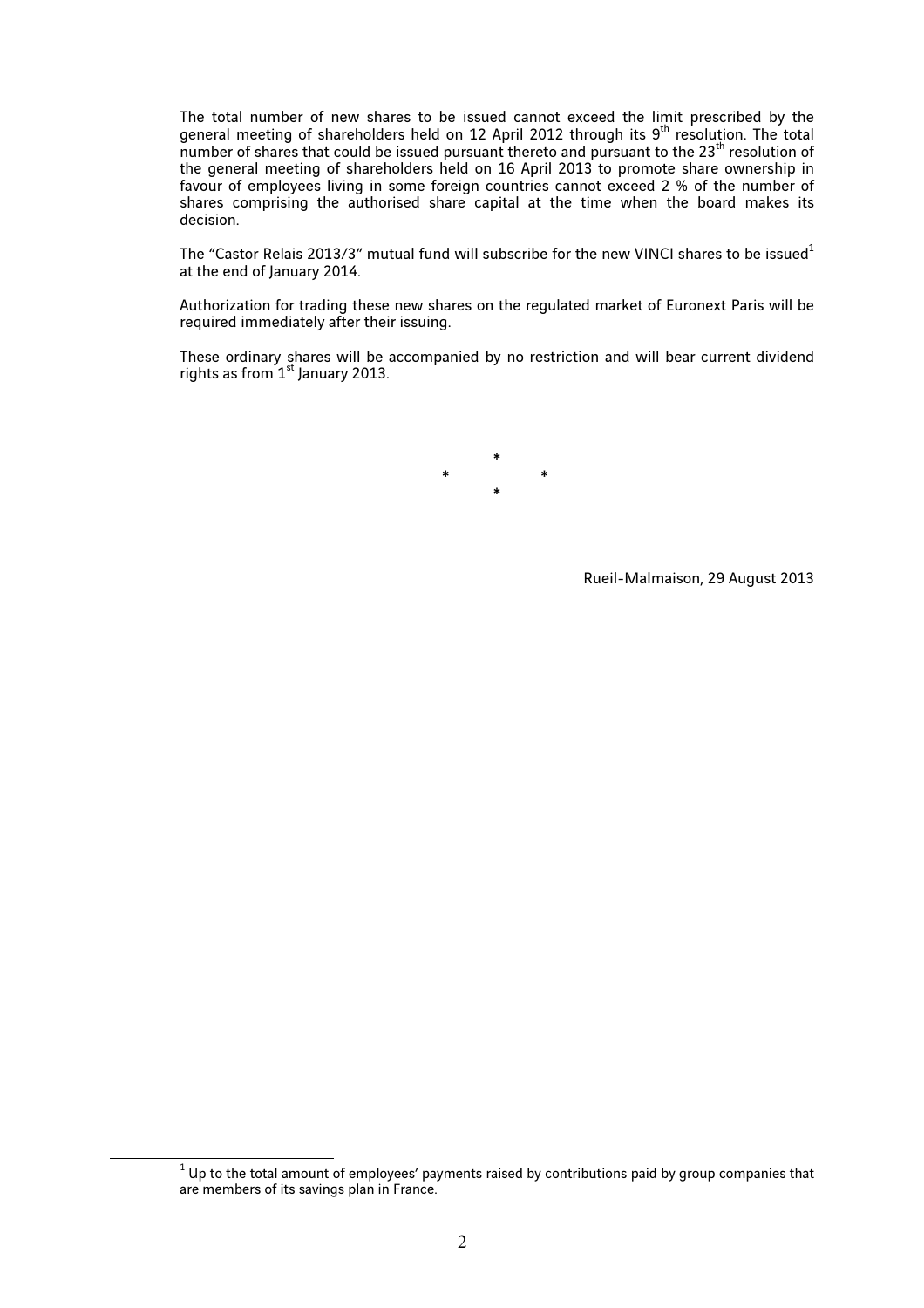The total number of new shares to be issued cannot exceed the limit prescribed by the general meeting of shareholders held on 12 April 2012 through its 9th resolution. The total number of shares that could be issued pursuant thereto and pursuant to the 23rd resolution of the general meeting of shareholders held on 16 April 2013 to promote share ownership in favour of employees living in some foreign countries cannot exceed 2 % of the number of shares comprising the authorised share capital at the time when the board makes its decision.

The "Castor Relais 2013/3" mutual fund will subscribe for the new VINCI shares to be issued[1] at the end of January 2014.

Authorization for trading these new shares on the regulated market of Euronext Paris will be required immediately after their issuing.

These ordinary shares will be accompanied by no restriction and will bear current dividend rights as from 1st January 2013.

\*

\* \*

\*

Rueil-Malmaison, 29 August 2013

---

[1] Up to the total amount of employees' payments raised by contributions paid by group companies that are members of its savings plan in France.